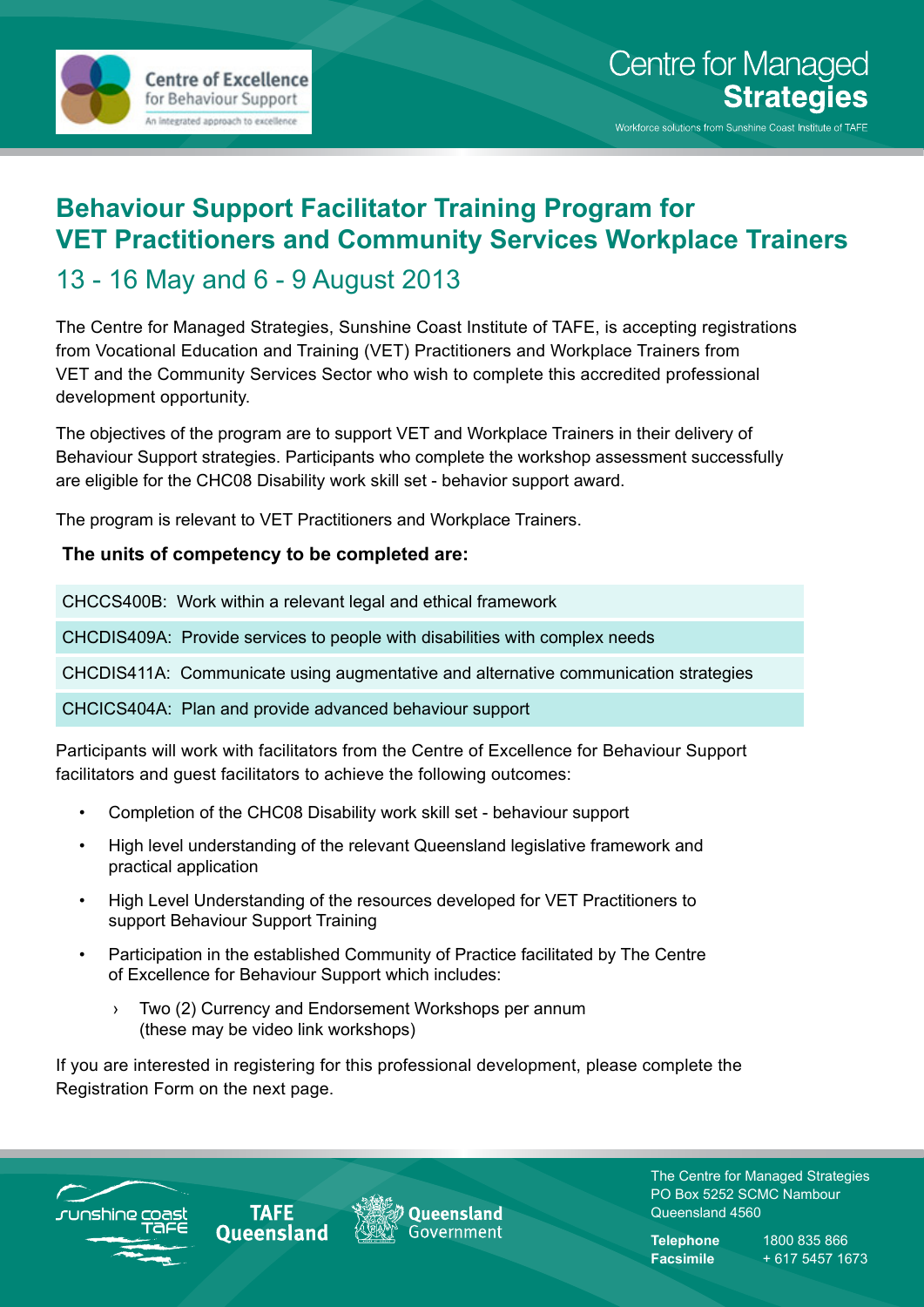Centre of Excellence for Behaviour Support
An integrated approach to excellence

Centre for Managed **Strategies**

Workforce solutions from Sunshine Coast Institute of TAFE

# Behaviour Support Facilitator Training Program for VET Practitioners and Community Services Workplace Trainers

## 13 - 16 May and 6 - 9 August 2013

The Centre for Managed Strategies, Sunshine Coast Institute of TAFE, is accepting registrations from Vocational Education and Training (VET) Practitioners and Workplace Trainers from VET and the Community Services Sector who wish to complete this accredited professional development opportunity.

The objectives of the program are to support VET and Workplace Trainers in their delivery of Behaviour Support strategies. Participants who complete the workshop assessment successfully are eligible for the CHC08 Disability work skill set - behavior support award.

The program is relevant to VET Practitioners and Workplace Trainers.

**The units of competency to be completed are:**

| |
|---|
| CHCCS400B: Work within a relevant legal and ethical framework |
| CHCDIS409A: Provide services to people with disabilities with complex needs |
| CHCDIS411A: Communicate using augmentative and alternative communication strategies |
| CHCICS404A: Plan and provide advanced behaviour support |

Participants will work with facilitators from the Centre of Excellence for Behaviour Support facilitators and guest facilitators to achieve the following outcomes:

- Completion of the CHC08 Disability work skill set - behaviour support
- High level understanding of the relevant Queensland legislative framework and practical application
- High Level Understanding of the resources developed for VET Practitioners to support Behaviour Support Training
- Participation in the established Community of Practice facilitated by The Centre of Excellence for Behaviour Support which includes:
  - Two (2) Currency and Endorsement Workshops per annum (these may be video link workshops)

If you are interested in registering for this professional development, please complete the Registration Form on the next page.

sunshine coast TAFE | TAFE Queensland | Queensland Government

The Centre for Managed Strategies
PO Box 5252 SCMC Nambour
Queensland 4560

**Telephone** 1800 835 866
**Facsimile** + 617 5457 1673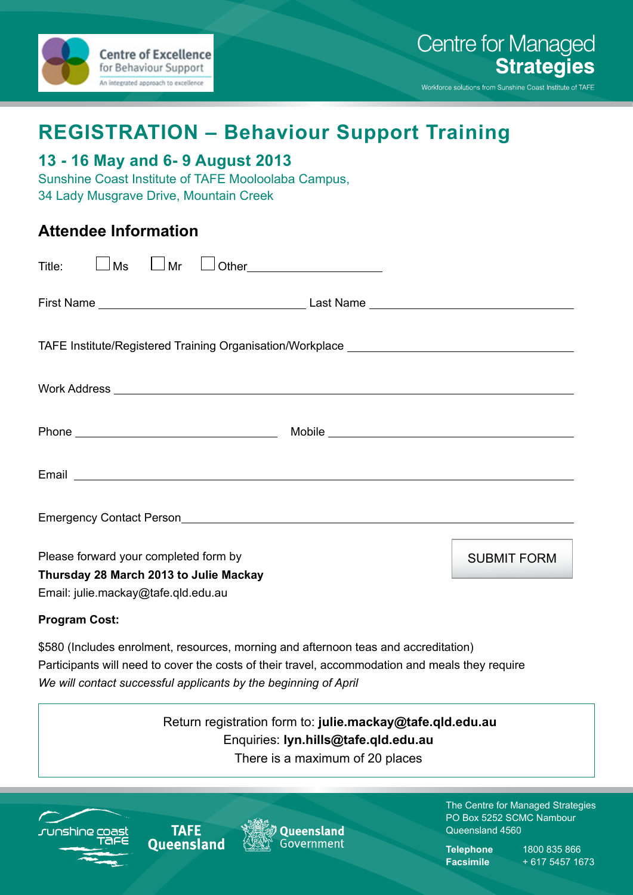Centre of Excellence for Behaviour Support
An integrated approach to excellence

Centre for Managed **Strategies**

Workforce solutions from Sunshine Coast Institute of TAFE

# REGISTRATION – Behaviour Support Training

## 13 - 16 May and 6- 9 August 2013

Sunshine Coast Institute of TAFE Mooloolaba Campus,
34 Lady Musgrave Drive, Mountain Creek

## Attendee Information

Title: ☐ Ms ☐ Mr ☐ Other\_\_\_\_\_\_\_\_\_\_\_\_\_\_\_\_\_\_\_\_

First Name \_\_\_\_\_\_\_\_\_\_\_\_\_\_\_\_\_\_\_\_\_\_\_\_\_\_\_\_ Last Name \_\_\_\_\_\_\_\_\_\_\_\_\_\_\_\_\_\_\_\_\_\_\_\_\_\_\_\_

TAFE Institute/Registered Training Organisation/Workplace \_\_\_\_\_\_\_\_\_\_\_\_\_\_\_\_\_\_\_\_\_\_\_\_\_\_\_\_

Work Address \_\_\_\_\_\_\_\_\_\_\_\_\_\_\_\_\_\_\_\_\_\_\_\_\_\_\_\_\_\_\_\_\_\_\_\_\_\_\_\_\_\_\_\_\_\_\_\_\_\_\_\_\_\_\_\_

Phone \_\_\_\_\_\_\_\_\_\_\_\_\_\_\_\_\_\_\_\_\_\_\_\_\_\_\_\_ Mobile \_\_\_\_\_\_\_\_\_\_\_\_\_\_\_\_\_\_\_\_\_\_\_\_\_\_\_\_

Email \_\_\_\_\_\_\_\_\_\_\_\_\_\_\_\_\_\_\_\_\_\_\_\_\_\_\_\_\_\_\_\_\_\_\_\_\_\_\_\_\_\_\_\_\_\_\_\_\_\_\_\_\_\_\_\_

Emergency Contact Person\_\_\_\_\_\_\_\_\_\_\_\_\_\_\_\_\_\_\_\_\_\_\_\_\_\_\_\_\_\_\_\_\_\_\_\_\_\_\_\_\_\_\_\_

Please forward your completed form by
**Thursday 28 March 2013 to Julie Mackay**
Email: julie.mackay@tafe.qld.edu.au

SUBMIT FORM

**Program Cost:**

$580 (Includes enrolment, resources, morning and afternoon teas and accreditation)
Participants will need to cover the costs of their travel, accommodation and meals they require
*We will contact successful applicants by the beginning of April*

Return registration form to: **julie.mackay@tafe.qld.edu.au**
Enquiries: **lyn.hills@tafe.qld.edu.au**
There is a maximum of 20 places

Sunshine Coast TAFE — TAFE Queensland — Queensland Government

The Centre for Managed Strategies
PO Box 5252 SCMC Nambour
Queensland 4560

**Telephone** 1800 835 866
**Facsimile** + 617 5457 1673